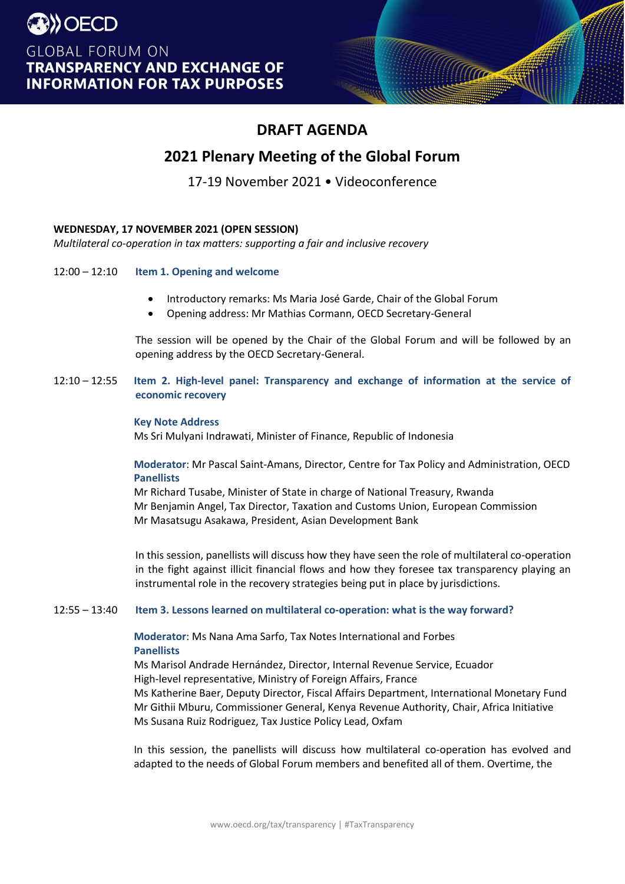OECD

GLOBAL FORUM ON
**TRANSPARENCY AND EXCHANGE OF INFORMATION FOR TAX PURPOSES**

# DRAFT AGENDA

## 2021 Plenary Meeting of the Global Forum

17-19 November 2021 • Videoconference

**WEDNESDAY, 17 NOVEMBER 2021 (OPEN SESSION)**
*Multilateral co-operation in tax matters: supporting a fair and inclusive recovery*

12:00 – 12:10 **Item 1. Opening and welcome**

- Introductory remarks: Ms Maria José Garde, Chair of the Global Forum
- Opening address: Mr Mathias Cormann, OECD Secretary-General

The session will be opened by the Chair of the Global Forum and will be followed by an opening address by the OECD Secretary-General.

12:10 – 12:55 **Item 2. High-level panel: Transparency and exchange of information at the service of economic recovery**

**Key Note Address**
Ms Sri Mulyani Indrawati, Minister of Finance, Republic of Indonesia

**Moderator**: Mr Pascal Saint-Amans, Director, Centre for Tax Policy and Administration, OECD
**Panellists**
Mr Richard Tusabe, Minister of State in charge of National Treasury, Rwanda
Mr Benjamin Angel, Tax Director, Taxation and Customs Union, European Commission
Mr Masatsugu Asakawa, President, Asian Development Bank

In this session, panellists will discuss how they have seen the role of multilateral co-operation in the fight against illicit financial flows and how they foresee tax transparency playing an instrumental role in the recovery strategies being put in place by jurisdictions.

12:55 – 13:40 **Item 3. Lessons learned on multilateral co-operation: what is the way forward?**

**Moderator**: Ms Nana Ama Sarfo, Tax Notes International and Forbes
**Panellists**
Ms Marisol Andrade Hernández, Director, Internal Revenue Service, Ecuador
High-level representative, Ministry of Foreign Affairs, France
Ms Katherine Baer, Deputy Director, Fiscal Affairs Department, International Monetary Fund
Mr Githii Mburu, Commissioner General, Kenya Revenue Authority, Chair, Africa Initiative
Ms Susana Ruiz Rodriguez, Tax Justice Policy Lead, Oxfam

In this session, the panellists will discuss how multilateral co-operation has evolved and adapted to the needs of Global Forum members and benefited all of them. Overtime, the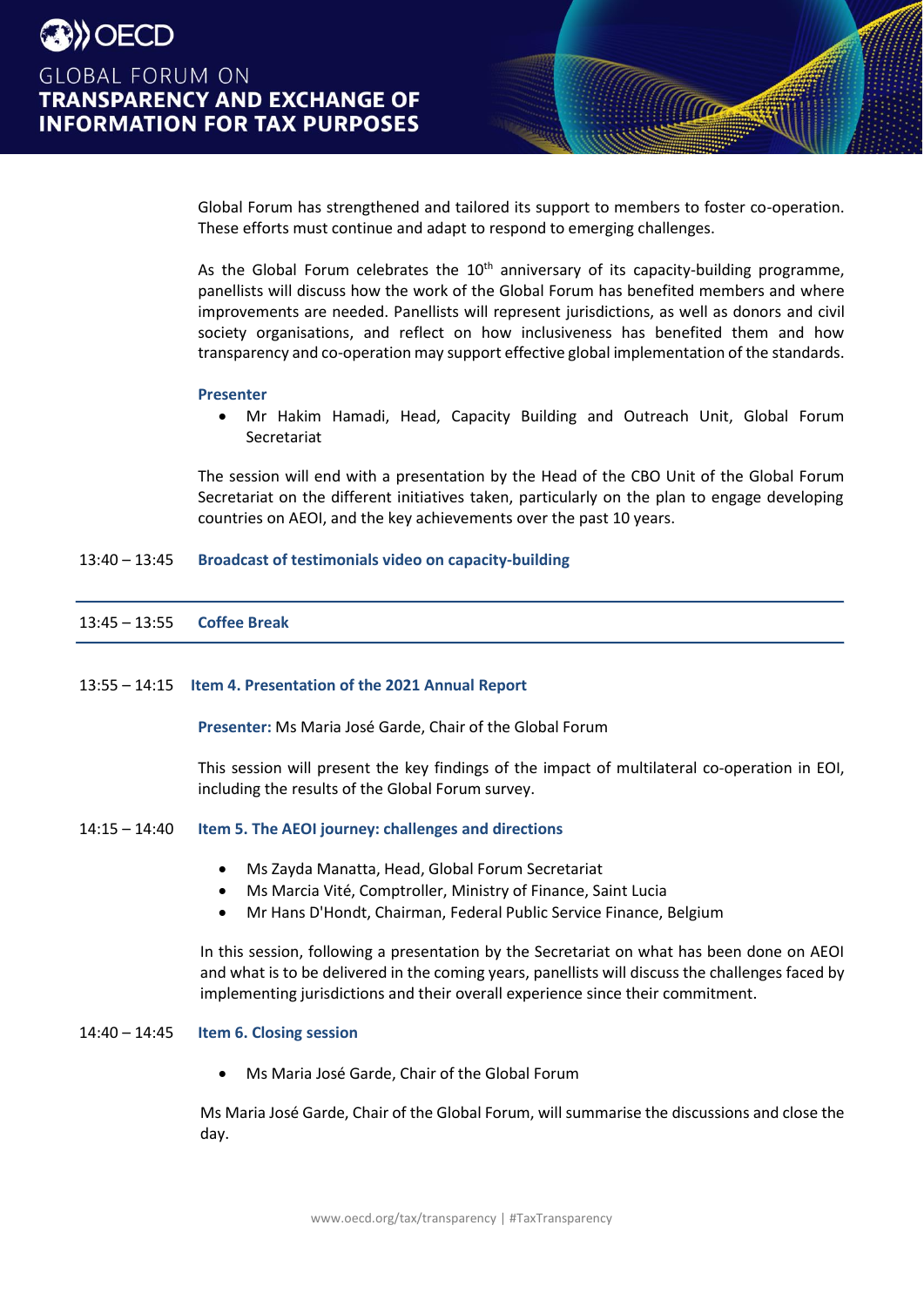Global Forum has strengthened and tailored its support to members to foster co-operation. These efforts must continue and adapt to respond to emerging challenges.

As the Global Forum celebrates the 10th anniversary of its capacity-building programme, panellists will discuss how the work of the Global Forum has benefited members and where improvements are needed. Panellists will represent jurisdictions, as well as donors and civil society organisations, and reflect on how inclusiveness has benefited them and how transparency and co-operation may support effective global implementation of the standards.

**Presenter**

- Mr Hakim Hamadi, Head, Capacity Building and Outreach Unit, Global Forum Secretariat

The session will end with a presentation by the Head of the CBO Unit of the Global Forum Secretariat on the different initiatives taken, particularly on the plan to engage developing countries on AEOI, and the key achievements over the past 10 years.

13:40 – 13:45 **Broadcast of testimonials video on capacity-building**

---

13:45 – 13:55 **Coffee Break**

---

13:55 – 14:15 **Item 4. Presentation of the 2021 Annual Report**

**Presenter:** Ms Maria José Garde, Chair of the Global Forum

This session will present the key findings of the impact of multilateral co-operation in EOI, including the results of the Global Forum survey.

14:15 – 14:40 **Item 5. The AEOI journey: challenges and directions**

- Ms Zayda Manatta, Head, Global Forum Secretariat
- Ms Marcia Vité, Comptroller, Ministry of Finance, Saint Lucia
- Mr Hans D'Hondt, Chairman, Federal Public Service Finance, Belgium

In this session, following a presentation by the Secretariat on what has been done on AEOI and what is to be delivered in the coming years, panellists will discuss the challenges faced by implementing jurisdictions and their overall experience since their commitment.

14:40 – 14:45 **Item 6. Closing session**

- Ms Maria José Garde, Chair of the Global Forum

Ms Maria José Garde, Chair of the Global Forum, will summarise the discussions and close the day.